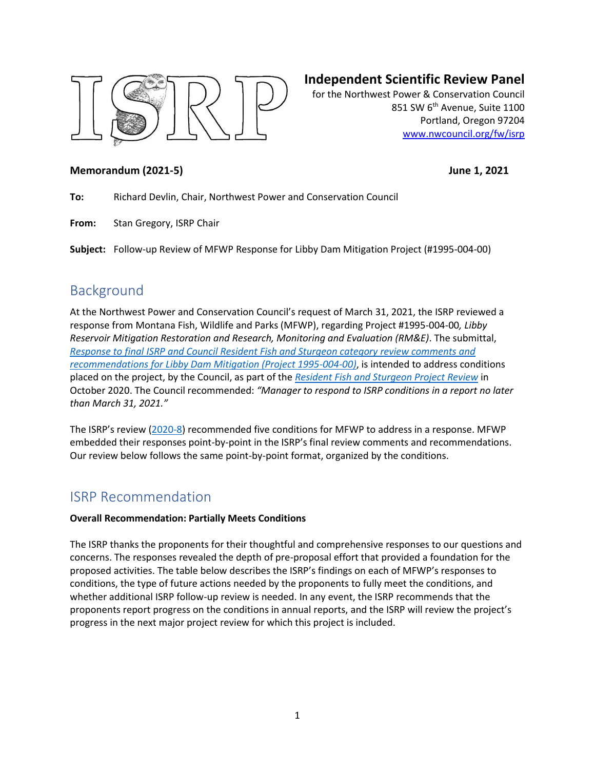# Independent Scientific Review Panel

for the Northwest Power & Conservation Council
851 SW 6th Avenue, Suite 1100
Portland, Oregon 97204
[www.nwcouncil.org/fw/isrp](www.nwcouncil.org/fw/isrp)

**Memorandum (2021-5)** **June 1, 2021**

**To:** Richard Devlin, Chair, Northwest Power and Conservation Council

**From:** Stan Gregory, ISRP Chair

**Subject:** Follow-up Review of MFWP Response for Libby Dam Mitigation Project (#1995-004-00)

## Background

At the Northwest Power and Conservation Council's request of March 31, 2021, the ISRP reviewed a response from Montana Fish, Wildlife and Parks (MFWP), regarding Project #1995-004-00*, Libby Reservoir Mitigation Restoration and Research, Monitoring and Evaluation (RM&E)*. The submittal, *Response to final ISRP and Council Resident Fish and Sturgeon category review comments and recommendations for Libby Dam Mitigation (Project 1995-004-00)*, is intended to address conditions placed on the project, by the Council, as part of the *Resident Fish and Sturgeon Project Review* in October 2020. The Council recommended: *"Manager to respond to ISRP conditions in a report no later than March 31, 2021."*

The ISRP's review (2020-8) recommended five conditions for MFWP to address in a response. MFWP embedded their responses point-by-point in the ISRP's final review comments and recommendations. Our review below follows the same point-by-point format, organized by the conditions.

## ISRP Recommendation

**Overall Recommendation: Partially Meets Conditions**

The ISRP thanks the proponents for their thoughtful and comprehensive responses to our questions and concerns. The responses revealed the depth of pre-proposal effort that provided a foundation for the proposed activities. The table below describes the ISRP's findings on each of MFWP's responses to conditions, the type of future actions needed by the proponents to fully meet the conditions, and whether additional ISRP follow-up review is needed. In any event, the ISRP recommends that the proponents report progress on the conditions in annual reports, and the ISRP will review the project's progress in the next major project review for which this project is included.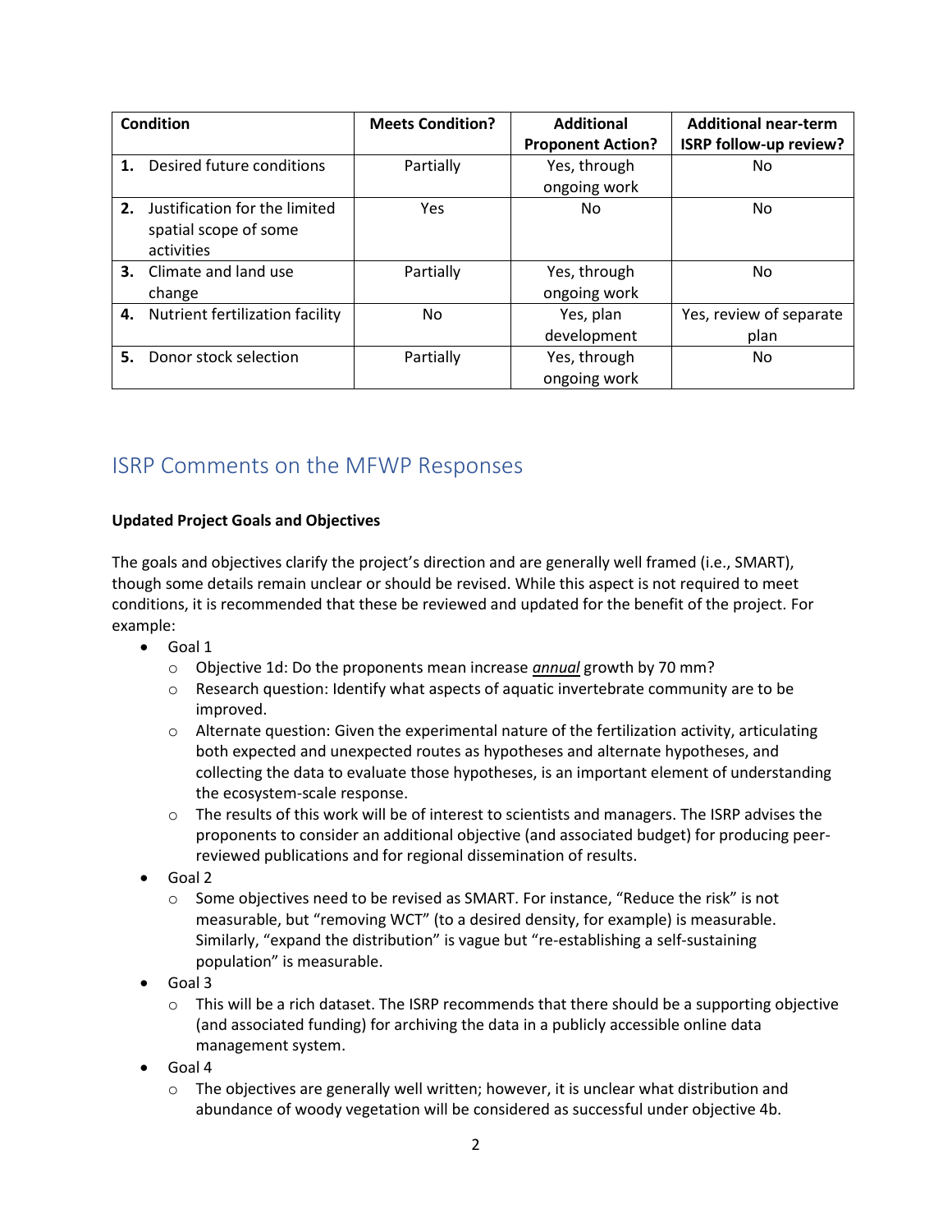| Condition | Meets Condition? | Additional Proponent Action? | Additional near-term ISRP follow-up review? |
|---|---|---|---|
| **1.** Desired future conditions | Partially | Yes, through ongoing work | No |
| **2.** Justification for the limited spatial scope of some activities | Yes | No | No |
| **3.** Climate and land use change | Partially | Yes, through ongoing work | No |
| **4.** Nutrient fertilization facility | No | Yes, plan development | Yes, review of separate plan |
| **5.** Donor stock selection | Partially | Yes, through ongoing work | No |

## ISRP Comments on the MFWP Responses

**Updated Project Goals and Objectives**

The goals and objectives clarify the project's direction and are generally well framed (i.e., SMART), though some details remain unclear or should be revised. While this aspect is not required to meet conditions, it is recommended that these be reviewed and updated for the benefit of the project. For example:

- Goal 1
  - Objective 1d: Do the proponents mean increase ***annual*** growth by 70 mm?
  - Research question: Identify what aspects of aquatic invertebrate community are to be improved.
  - Alternate question: Given the experimental nature of the fertilization activity, articulating both expected and unexpected routes as hypotheses and alternate hypotheses, and collecting the data to evaluate those hypotheses, is an important element of understanding the ecosystem-scale response.
  - The results of this work will be of interest to scientists and managers. The ISRP advises the proponents to consider an additional objective (and associated budget) for producing peer-reviewed publications and for regional dissemination of results.
- Goal 2
  - Some objectives need to be revised as SMART. For instance, "Reduce the risk" is not measurable, but "removing WCT" (to a desired density, for example) is measurable. Similarly, "expand the distribution" is vague but "re-establishing a self-sustaining population" is measurable.
- Goal 3
  - This will be a rich dataset. The ISRP recommends that there should be a supporting objective (and associated funding) for archiving the data in a publicly accessible online data management system.
- Goal 4
  - The objectives are generally well written; however, it is unclear what distribution and abundance of woody vegetation will be considered as successful under objective 4b.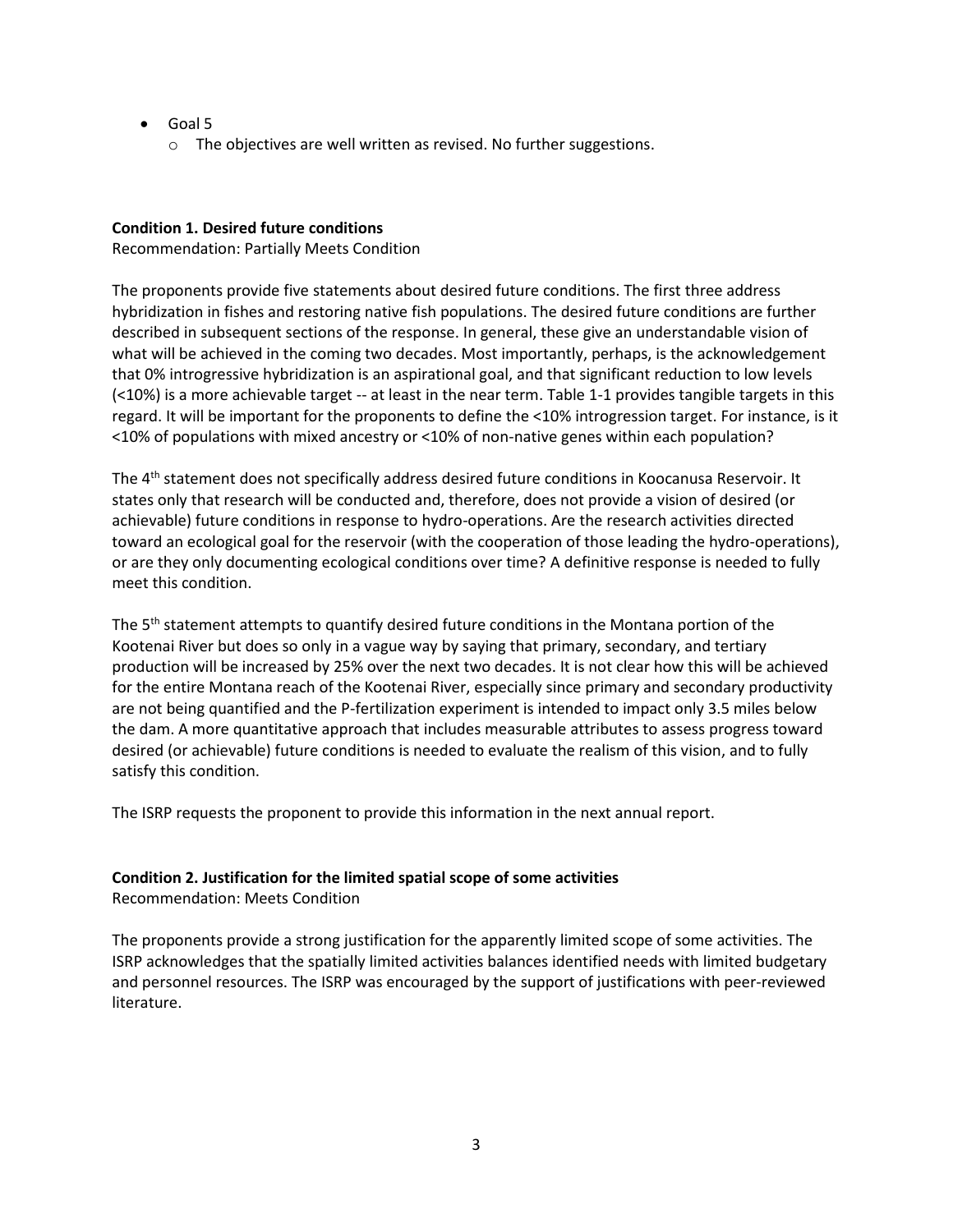- Goal 5
    - The objectives are well written as revised. No further suggestions.

**Condition 1. Desired future conditions**

Recommendation: Partially Meets Condition

The proponents provide five statements about desired future conditions. The first three address hybridization in fishes and restoring native fish populations. The desired future conditions are further described in subsequent sections of the response. In general, these give an understandable vision of what will be achieved in the coming two decades. Most importantly, perhaps, is the acknowledgement that 0% introgressive hybridization is an aspirational goal, and that significant reduction to low levels (<10%) is a more achievable target -- at least in the near term. Table 1-1 provides tangible targets in this regard. It will be important for the proponents to define the <10% introgression target. For instance, is it <10% of populations with mixed ancestry or <10% of non-native genes within each population?

The 4th statement does not specifically address desired future conditions in Koocanusa Reservoir. It states only that research will be conducted and, therefore, does not provide a vision of desired (or achievable) future conditions in response to hydro-operations. Are the research activities directed toward an ecological goal for the reservoir (with the cooperation of those leading the hydro-operations), or are they only documenting ecological conditions over time? A definitive response is needed to fully meet this condition.

The 5th statement attempts to quantify desired future conditions in the Montana portion of the Kootenai River but does so only in a vague way by saying that primary, secondary, and tertiary production will be increased by 25% over the next two decades. It is not clear how this will be achieved for the entire Montana reach of the Kootenai River, especially since primary and secondary productivity are not being quantified and the P-fertilization experiment is intended to impact only 3.5 miles below the dam. A more quantitative approach that includes measurable attributes to assess progress toward desired (or achievable) future conditions is needed to evaluate the realism of this vision, and to fully satisfy this condition.

The ISRP requests the proponent to provide this information in the next annual report.

**Condition 2. Justification for the limited spatial scope of some activities**

Recommendation: Meets Condition

The proponents provide a strong justification for the apparently limited scope of some activities. The ISRP acknowledges that the spatially limited activities balances identified needs with limited budgetary and personnel resources. The ISRP was encouraged by the support of justifications with peer-reviewed literature.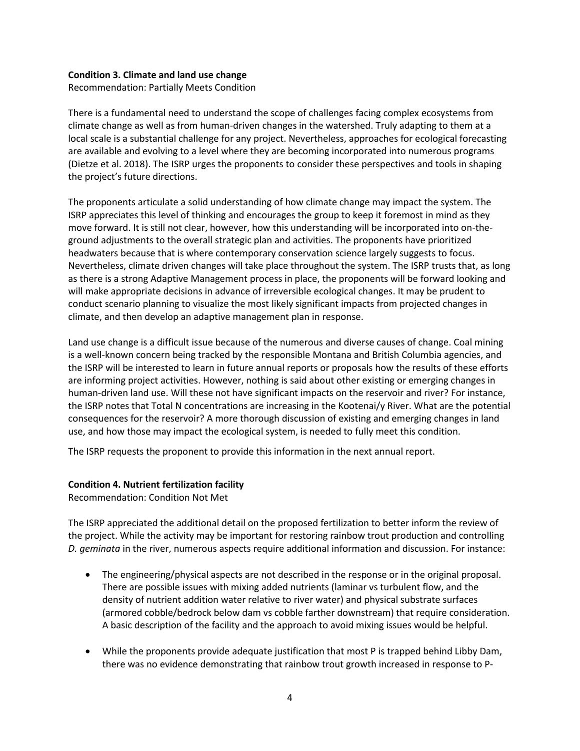**Condition 3. Climate and land use change**

Recommendation: Partially Meets Condition

There is a fundamental need to understand the scope of challenges facing complex ecosystems from climate change as well as from human-driven changes in the watershed. Truly adapting to them at a local scale is a substantial challenge for any project. Nevertheless, approaches for ecological forecasting are available and evolving to a level where they are becoming incorporated into numerous programs (Dietze et al. 2018). The ISRP urges the proponents to consider these perspectives and tools in shaping the project's future directions.

The proponents articulate a solid understanding of how climate change may impact the system. The ISRP appreciates this level of thinking and encourages the group to keep it foremost in mind as they move forward. It is still not clear, however, how this understanding will be incorporated into on-the-ground adjustments to the overall strategic plan and activities. The proponents have prioritized headwaters because that is where contemporary conservation science largely suggests to focus. Nevertheless, climate driven changes will take place throughout the system. The ISRP trusts that, as long as there is a strong Adaptive Management process in place, the proponents will be forward looking and will make appropriate decisions in advance of irreversible ecological changes. It may be prudent to conduct scenario planning to visualize the most likely significant impacts from projected changes in climate, and then develop an adaptive management plan in response.

Land use change is a difficult issue because of the numerous and diverse causes of change. Coal mining is a well-known concern being tracked by the responsible Montana and British Columbia agencies, and the ISRP will be interested to learn in future annual reports or proposals how the results of these efforts are informing project activities. However, nothing is said about other existing or emerging changes in human-driven land use. Will these not have significant impacts on the reservoir and river? For instance, the ISRP notes that Total N concentrations are increasing in the Kootenai/y River. What are the potential consequences for the reservoir? A more thorough discussion of existing and emerging changes in land use, and how those may impact the ecological system, is needed to fully meet this condition.

The ISRP requests the proponent to provide this information in the next annual report.

**Condition 4. Nutrient fertilization facility**

Recommendation: Condition Not Met

The ISRP appreciated the additional detail on the proposed fertilization to better inform the review of the project. While the activity may be important for restoring rainbow trout production and controlling *D. geminata* in the river, numerous aspects require additional information and discussion. For instance:

- The engineering/physical aspects are not described in the response or in the original proposal. There are possible issues with mixing added nutrients (laminar vs turbulent flow, and the density of nutrient addition water relative to river water) and physical substrate surfaces (armored cobble/bedrock below dam vs cobble farther downstream) that require consideration. A basic description of the facility and the approach to avoid mixing issues would be helpful.

- While the proponents provide adequate justification that most P is trapped behind Libby Dam, there was no evidence demonstrating that rainbow trout growth increased in response to P-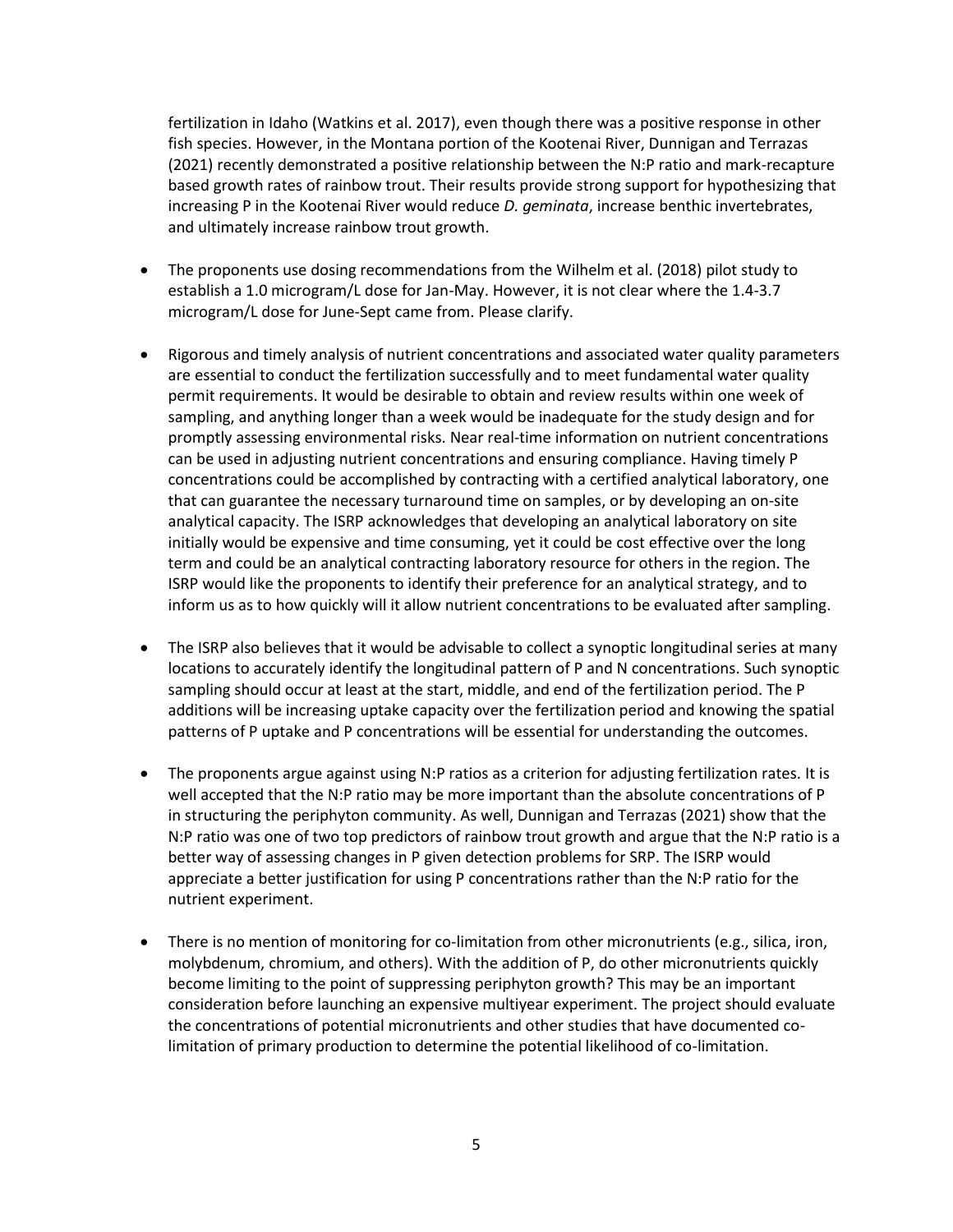fertilization in Idaho (Watkins et al. 2017), even though there was a positive response in other fish species. However, in the Montana portion of the Kootenai River, Dunnigan and Terrazas (2021) recently demonstrated a positive relationship between the N:P ratio and mark-recapture based growth rates of rainbow trout. Their results provide strong support for hypothesizing that increasing P in the Kootenai River would reduce *D. geminata*, increase benthic invertebrates, and ultimately increase rainbow trout growth.

- The proponents use dosing recommendations from the Wilhelm et al. (2018) pilot study to establish a 1.0 microgram/L dose for Jan-May. However, it is not clear where the 1.4-3.7 microgram/L dose for June-Sept came from. Please clarify.

- Rigorous and timely analysis of nutrient concentrations and associated water quality parameters are essential to conduct the fertilization successfully and to meet fundamental water quality permit requirements. It would be desirable to obtain and review results within one week of sampling, and anything longer than a week would be inadequate for the study design and for promptly assessing environmental risks. Near real-time information on nutrient concentrations can be used in adjusting nutrient concentrations and ensuring compliance. Having timely P concentrations could be accomplished by contracting with a certified analytical laboratory, one that can guarantee the necessary turnaround time on samples, or by developing an on-site analytical capacity. The ISRP acknowledges that developing an analytical laboratory on site initially would be expensive and time consuming, yet it could be cost effective over the long term and could be an analytical contracting laboratory resource for others in the region. The ISRP would like the proponents to identify their preference for an analytical strategy, and to inform us as to how quickly will it allow nutrient concentrations to be evaluated after sampling.

- The ISRP also believes that it would be advisable to collect a synoptic longitudinal series at many locations to accurately identify the longitudinal pattern of P and N concentrations. Such synoptic sampling should occur at least at the start, middle, and end of the fertilization period. The P additions will be increasing uptake capacity over the fertilization period and knowing the spatial patterns of P uptake and P concentrations will be essential for understanding the outcomes.

- The proponents argue against using N:P ratios as a criterion for adjusting fertilization rates. It is well accepted that the N:P ratio may be more important than the absolute concentrations of P in structuring the periphyton community. As well, Dunnigan and Terrazas (2021) show that the N:P ratio was one of two top predictors of rainbow trout growth and argue that the N:P ratio is a better way of assessing changes in P given detection problems for SRP. The ISRP would appreciate a better justification for using P concentrations rather than the N:P ratio for the nutrient experiment.

- There is no mention of monitoring for co-limitation from other micronutrients (e.g., silica, iron, molybdenum, chromium, and others). With the addition of P, do other micronutrients quickly become limiting to the point of suppressing periphyton growth? This may be an important consideration before launching an expensive multiyear experiment. The project should evaluate the concentrations of potential micronutrients and other studies that have documented co-limitation of primary production to determine the potential likelihood of co-limitation.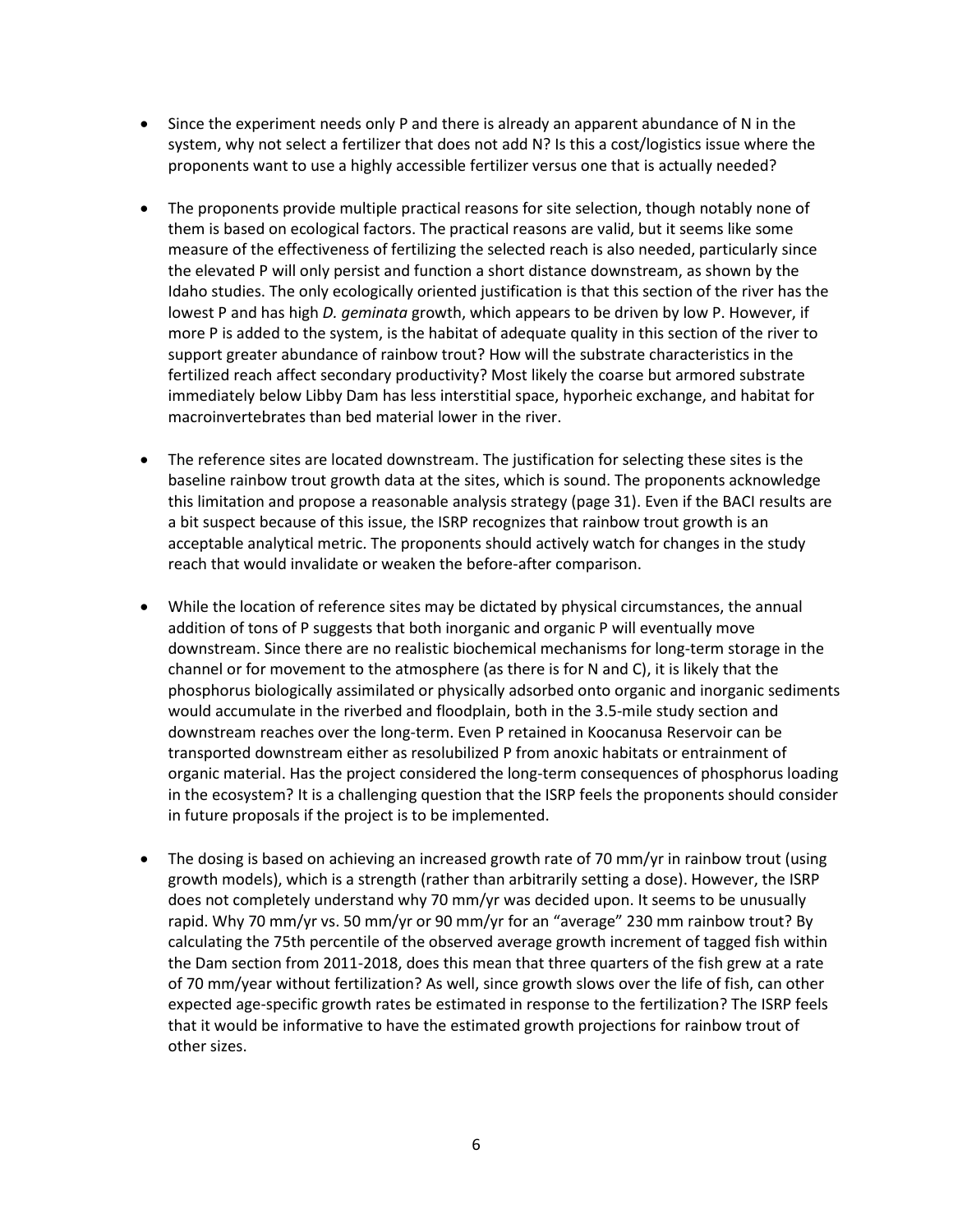- Since the experiment needs only P and there is already an apparent abundance of N in the system, why not select a fertilizer that does not add N? Is this a cost/logistics issue where the proponents want to use a highly accessible fertilizer versus one that is actually needed?

- The proponents provide multiple practical reasons for site selection, though notably none of them is based on ecological factors. The practical reasons are valid, but it seems like some measure of the effectiveness of fertilizing the selected reach is also needed, particularly since the elevated P will only persist and function a short distance downstream, as shown by the Idaho studies. The only ecologically oriented justification is that this section of the river has the lowest P and has high *D. geminata* growth, which appears to be driven by low P. However, if more P is added to the system, is the habitat of adequate quality in this section of the river to support greater abundance of rainbow trout? How will the substrate characteristics in the fertilized reach affect secondary productivity? Most likely the coarse but armored substrate immediately below Libby Dam has less interstitial space, hyporheic exchange, and habitat for macroinvertebrates than bed material lower in the river.

- The reference sites are located downstream. The justification for selecting these sites is the baseline rainbow trout growth data at the sites, which is sound. The proponents acknowledge this limitation and propose a reasonable analysis strategy (page 31). Even if the BACI results are a bit suspect because of this issue, the ISRP recognizes that rainbow trout growth is an acceptable analytical metric. The proponents should actively watch for changes in the study reach that would invalidate or weaken the before-after comparison.

- While the location of reference sites may be dictated by physical circumstances, the annual addition of tons of P suggests that both inorganic and organic P will eventually move downstream. Since there are no realistic biochemical mechanisms for long-term storage in the channel or for movement to the atmosphere (as there is for N and C), it is likely that the phosphorus biologically assimilated or physically adsorbed onto organic and inorganic sediments would accumulate in the riverbed and floodplain, both in the 3.5-mile study section and downstream reaches over the long-term. Even P retained in Koocanusa Reservoir can be transported downstream either as resolubilized P from anoxic habitats or entrainment of organic material. Has the project considered the long-term consequences of phosphorus loading in the ecosystem? It is a challenging question that the ISRP feels the proponents should consider in future proposals if the project is to be implemented.

- The dosing is based on achieving an increased growth rate of 70 mm/yr in rainbow trout (using growth models), which is a strength (rather than arbitrarily setting a dose). However, the ISRP does not completely understand why 70 mm/yr was decided upon. It seems to be unusually rapid. Why 70 mm/yr vs. 50 mm/yr or 90 mm/yr for an "average" 230 mm rainbow trout? By calculating the 75th percentile of the observed average growth increment of tagged fish within the Dam section from 2011-2018, does this mean that three quarters of the fish grew at a rate of 70 mm/year without fertilization? As well, since growth slows over the life of fish, can other expected age-specific growth rates be estimated in response to the fertilization? The ISRP feels that it would be informative to have the estimated growth projections for rainbow trout of other sizes.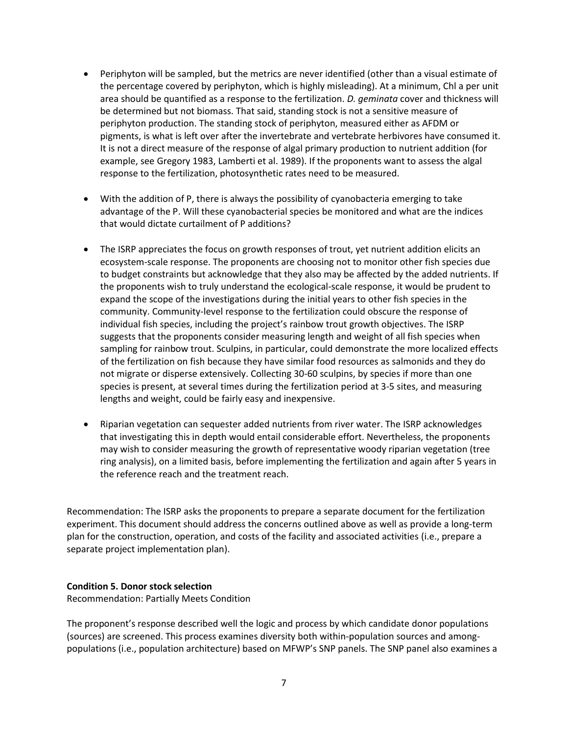- Periphyton will be sampled, but the metrics are never identified (other than a visual estimate of the percentage covered by periphyton, which is highly misleading). At a minimum, Chl a per unit area should be quantified as a response to the fertilization. *D. geminata* cover and thickness will be determined but not biomass. That said, standing stock is not a sensitive measure of periphyton production. The standing stock of periphyton, measured either as AFDM or pigments, is what is left over after the invertebrate and vertebrate herbivores have consumed it. It is not a direct measure of the response of algal primary production to nutrient addition (for example, see Gregory 1983, Lamberti et al. 1989). If the proponents want to assess the algal response to the fertilization, photosynthetic rates need to be measured.

- With the addition of P, there is always the possibility of cyanobacteria emerging to take advantage of the P. Will these cyanobacterial species be monitored and what are the indices that would dictate curtailment of P additions?

- The ISRP appreciates the focus on growth responses of trout, yet nutrient addition elicits an ecosystem-scale response. The proponents are choosing not to monitor other fish species due to budget constraints but acknowledge that they also may be affected by the added nutrients. If the proponents wish to truly understand the ecological-scale response, it would be prudent to expand the scope of the investigations during the initial years to other fish species in the community. Community-level response to the fertilization could obscure the response of individual fish species, including the project's rainbow trout growth objectives. The ISRP suggests that the proponents consider measuring length and weight of all fish species when sampling for rainbow trout. Sculpins, in particular, could demonstrate the more localized effects of the fertilization on fish because they have similar food resources as salmonids and they do not migrate or disperse extensively. Collecting 30-60 sculpins, by species if more than one species is present, at several times during the fertilization period at 3-5 sites, and measuring lengths and weight, could be fairly easy and inexpensive.

- Riparian vegetation can sequester added nutrients from river water. The ISRP acknowledges that investigating this in depth would entail considerable effort. Nevertheless, the proponents may wish to consider measuring the growth of representative woody riparian vegetation (tree ring analysis), on a limited basis, before implementing the fertilization and again after 5 years in the reference reach and the treatment reach.

Recommendation: The ISRP asks the proponents to prepare a separate document for the fertilization experiment. This document should address the concerns outlined above as well as provide a long-term plan for the construction, operation, and costs of the facility and associated activities (i.e., prepare a separate project implementation plan).

**Condition 5. Donor stock selection**

Recommendation: Partially Meets Condition

The proponent's response described well the logic and process by which candidate donor populations (sources) are screened. This process examines diversity both within-population sources and among-populations (i.e., population architecture) based on MFWP's SNP panels. The SNP panel also examines a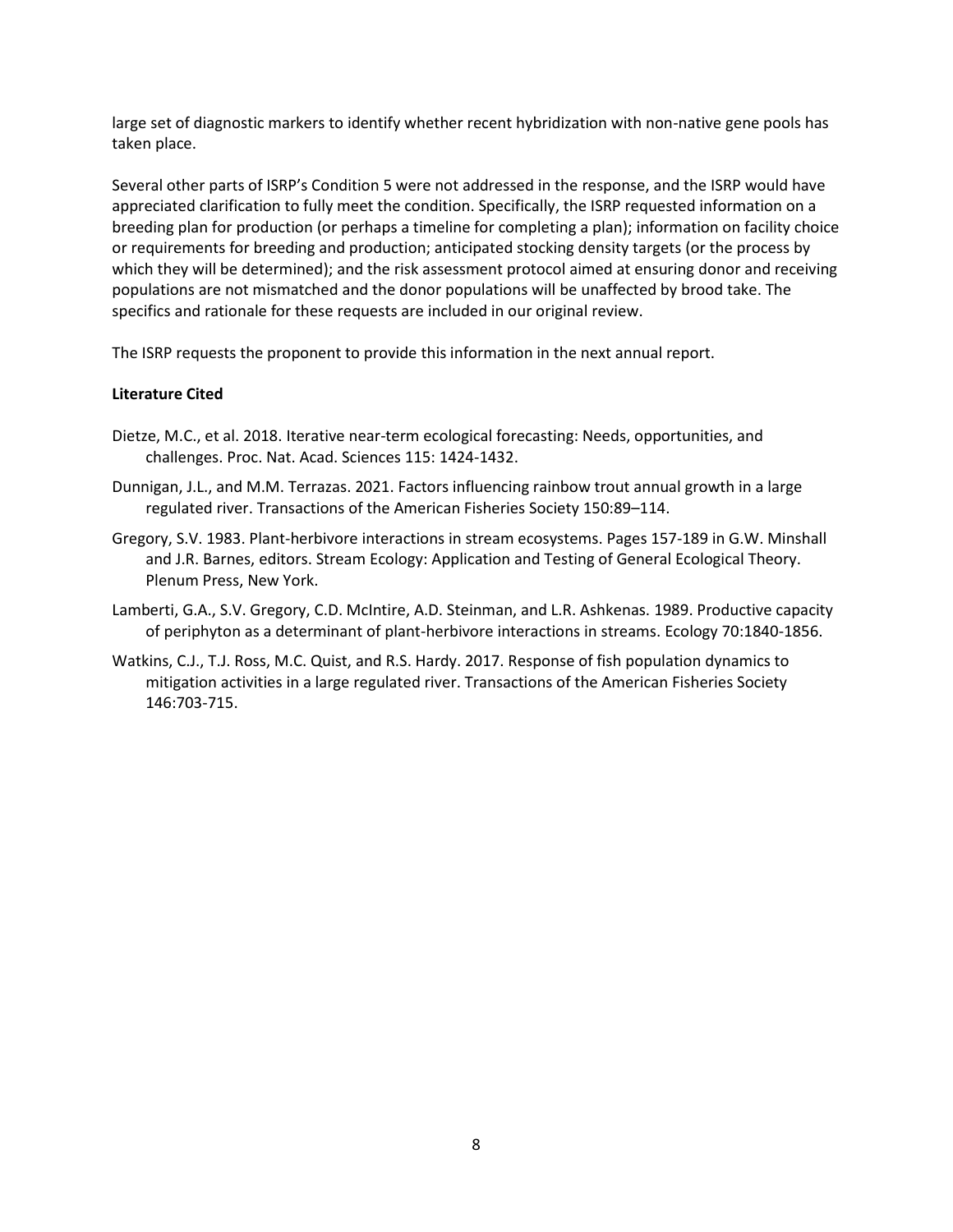large set of diagnostic markers to identify whether recent hybridization with non-native gene pools has taken place.

Several other parts of ISRP's Condition 5 were not addressed in the response, and the ISRP would have appreciated clarification to fully meet the condition. Specifically, the ISRP requested information on a breeding plan for production (or perhaps a timeline for completing a plan); information on facility choice or requirements for breeding and production; anticipated stocking density targets (or the process by which they will be determined); and the risk assessment protocol aimed at ensuring donor and receiving populations are not mismatched and the donor populations will be unaffected by brood take. The specifics and rationale for these requests are included in our original review.

The ISRP requests the proponent to provide this information in the next annual report.

**Literature Cited**

Dietze, M.C., et al. 2018. Iterative near-term ecological forecasting: Needs, opportunities, and challenges. Proc. Nat. Acad. Sciences 115: 1424-1432.

Dunnigan, J.L., and M.M. Terrazas. 2021. Factors influencing rainbow trout annual growth in a large regulated river. Transactions of the American Fisheries Society 150:89–114.

Gregory, S.V. 1983. Plant-herbivore interactions in stream ecosystems. Pages 157-189 in G.W. Minshall and J.R. Barnes, editors. Stream Ecology: Application and Testing of General Ecological Theory. Plenum Press, New York.

Lamberti, G.A., S.V. Gregory, C.D. McIntire, A.D. Steinman, and L.R. Ashkenas. 1989. Productive capacity of periphyton as a determinant of plant-herbivore interactions in streams. Ecology 70:1840-1856.

Watkins, C.J., T.J. Ross, M.C. Quist, and R.S. Hardy. 2017. Response of fish population dynamics to mitigation activities in a large regulated river. Transactions of the American Fisheries Society 146:703-715.